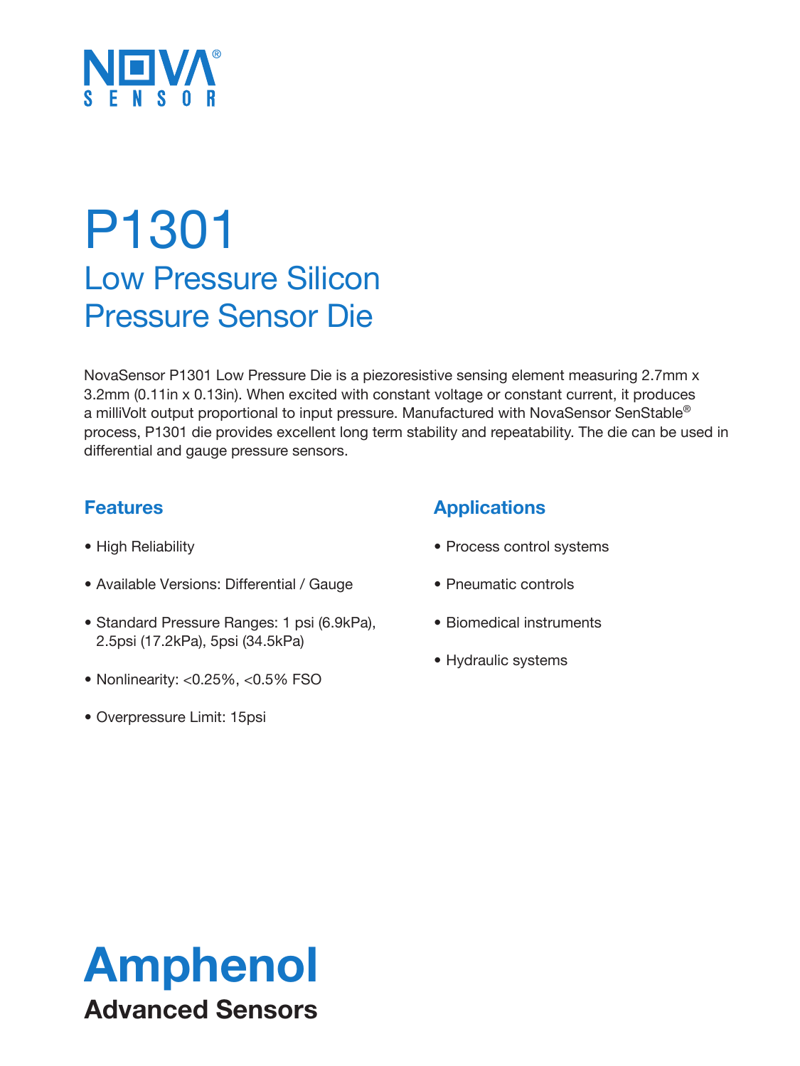NOVA® SENSOR

# P1301

## Low Pressure Silicon Pressure Sensor Die

NovaSensor P1301 Low Pressure Die is a piezoresistive sensing element measuring 2.7mm x 3.2mm (0.11in x 0.13in). When excited with constant voltage or constant current, it produces a milliVolt output proportional to input pressure. Manufactured with NovaSensor SenStable® process, P1301 die provides excellent long term stability and repeatability. The die can be used in differential and gauge pressure sensors.

### Features

- High Reliability
- Available Versions: Differential / Gauge
- Standard Pressure Ranges: 1 psi (6.9kPa), 2.5psi (17.2kPa), 5psi (34.5kPa)
- Nonlinearity: <0.25%, <0.5% FSO
- Overpressure Limit: 15psi

### Applications

- Process control systems
- Pneumatic controls
- Biomedical instruments
- Hydraulic systems

**Amphenol**

**Advanced Sensors**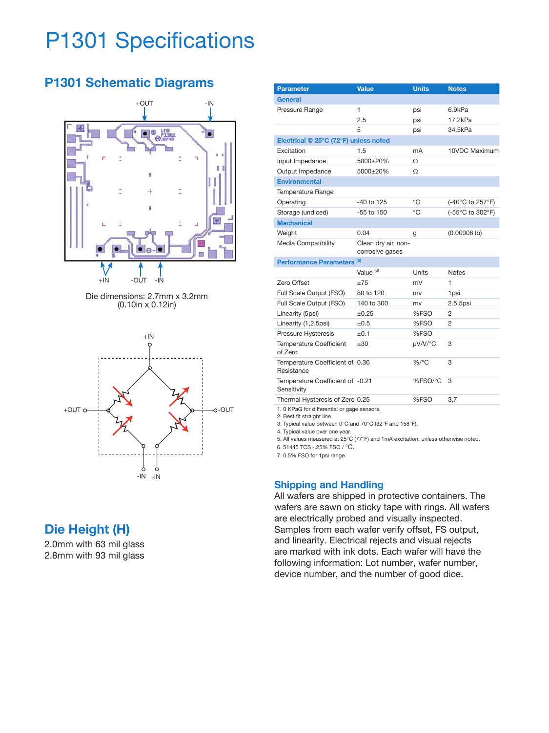# P1301 Specifications

## P1301 Schematic Diagrams

+OUT -IN

+IN -OUT -IN

Die dimensions: 2.7mm x 3.2mm
(0.10in x 0.12in)

+IN

+OUT -OUT

-IN -IN

## Die Height (H)

2.0mm with 63 mil glass
2.8mm with 93 mil glass

| Parameter | Value | Units | Notes |
|---|---|---|---|
| **General** | | | |
| Pressure Range | 1 | psi | 6.9kPa |
| | 2.5 | psi | 17.2kPa |
| | 5 | psi | 34.5kPa |
| **Electrical @ 25°C (72°F) unless noted** | | | |
| Excitation | 1.5 | mA | 10VDC Maximum |
| Input Impedance | 5000±20% | Ω | |
| Output Impedance | 5000±20% | Ω | |
| **Environmental** | | | |
| Temperature Range | | | |
| Operating | -40 to 125 | °C | (-40°C to 257°F) |
| Storage (undiced) | -55 to 150 | °C | (-55°C to 302°F) |
| **Mechanical** | | | |
| Weight | 0.04 | g | (0.00008 lb) |
| Media Compatibility | Clean dry air, non-corrosive gases | | |
| **Performance Parameters** [5] | | | |
| | Value [6] | Units | Notes |
| Zero Offset | ±75 | mV | 1 |
| Full Scale Output (FSO) | 80 to 120 | mv | 1psi |
| Full Scale Output (FSO) | 140 to 300 | mv | 2.5,5psi |
| Linearity (5psi) | ±0.25 | %FSO | 2 |
| Linearity (1,2.5psi) | ±0.5 | %FSO | 2 |
| Pressure Hysteresis | ±0.1 | %FSO | |
| Temperature Coefficient of Zero | ±30 | μV/V/°C | 3 |
| Temperature Coefficient of Resistance | 0.36 | %/°C | 3 |
| Temperature Coefficient of Sensitivity | -0.21 | %FSO/°C | 3 |
| Thermal Hysteresis of Zero | 0.25 | %FSO | 3,7 |

1. 0 KPaG for differential or gage sensors.
2. Best fit straight line.
3. Typical value between 0°C and 70°C (32°F and 158°F).
4. Typical value over one year.
5. All values measured at 25°C (77°F) and 1mA excitation, unless otherwise noted.
6. 51445 TCS -.25% FSO / °C.
7. 0.5% FSO for 1psi range.

## Shipping and Handling

All wafers are shipped in protective containers. The wafers are sawn on sticky tape with rings. All wafers are electrically probed and visually inspected. Samples from each wafer verify offset, FS output, and linearity. Electrical rejects and visual rejects are marked with ink dots. Each wafer will have the following information: Lot number, wafer number, device number, and the number of good dice.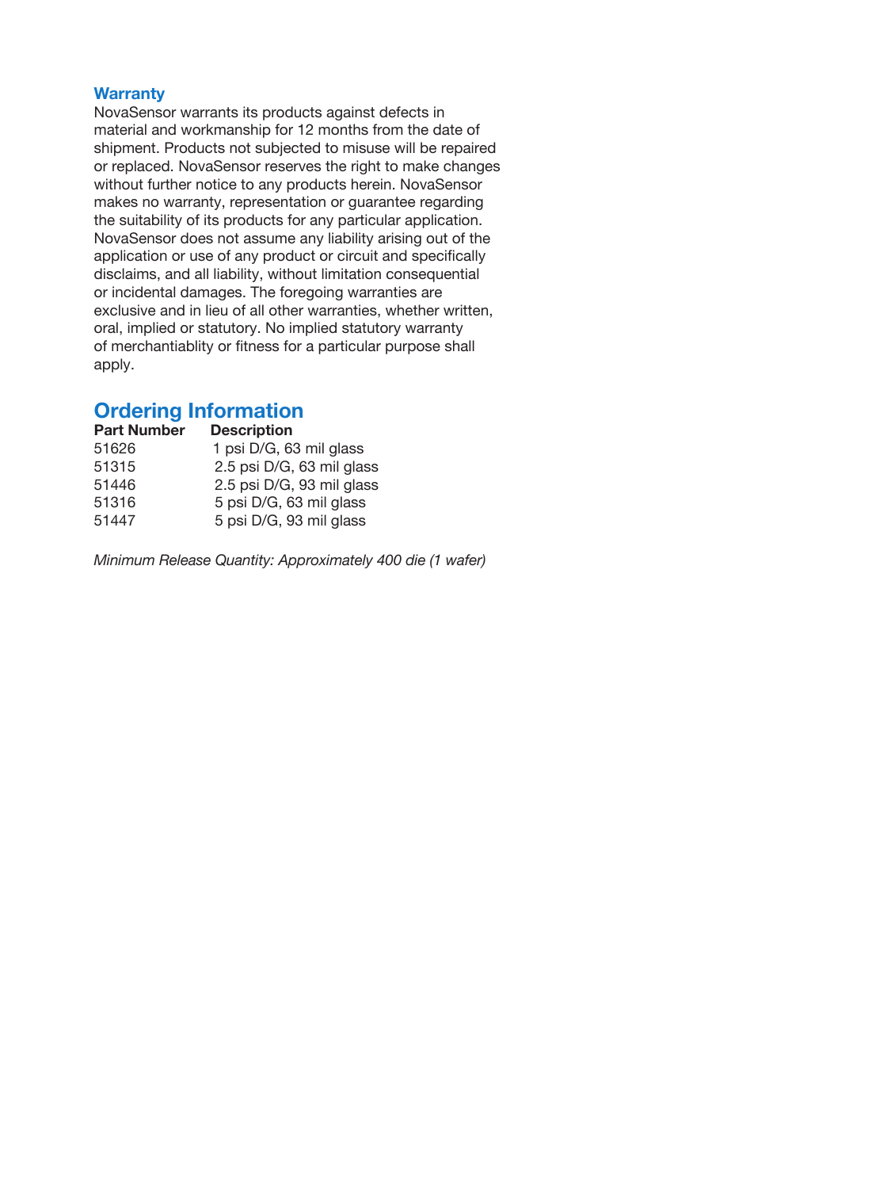### Warranty

NovaSensor warrants its products against defects in material and workmanship for 12 months from the date of shipment. Products not subjected to misuse will be repaired or replaced. NovaSensor reserves the right to make changes without further notice to any products herein. NovaSensor makes no warranty, representation or guarantee regarding the suitability of its products for any particular application. NovaSensor does not assume any liability arising out of the application or use of any product or circuit and specifically disclaims, and all liability, without limitation consequential or incidental damages. The foregoing warranties are exclusive and in lieu of all other warranties, whether written, oral, implied or statutory. No implied statutory warranty of merchantiablity or fitness for a particular purpose shall apply.

## Ordering Information

| Part Number | Description |
| --- | --- |
| 51626 | 1 psi D/G, 63 mil glass |
| 51315 | 2.5 psi D/G, 63 mil glass |
| 51446 | 2.5 psi D/G, 93 mil glass |
| 51316 | 5 psi D/G, 63 mil glass |
| 51447 | 5 psi D/G, 93 mil glass |

*Minimum Release Quantity: Approximately 400 die (1 wafer)*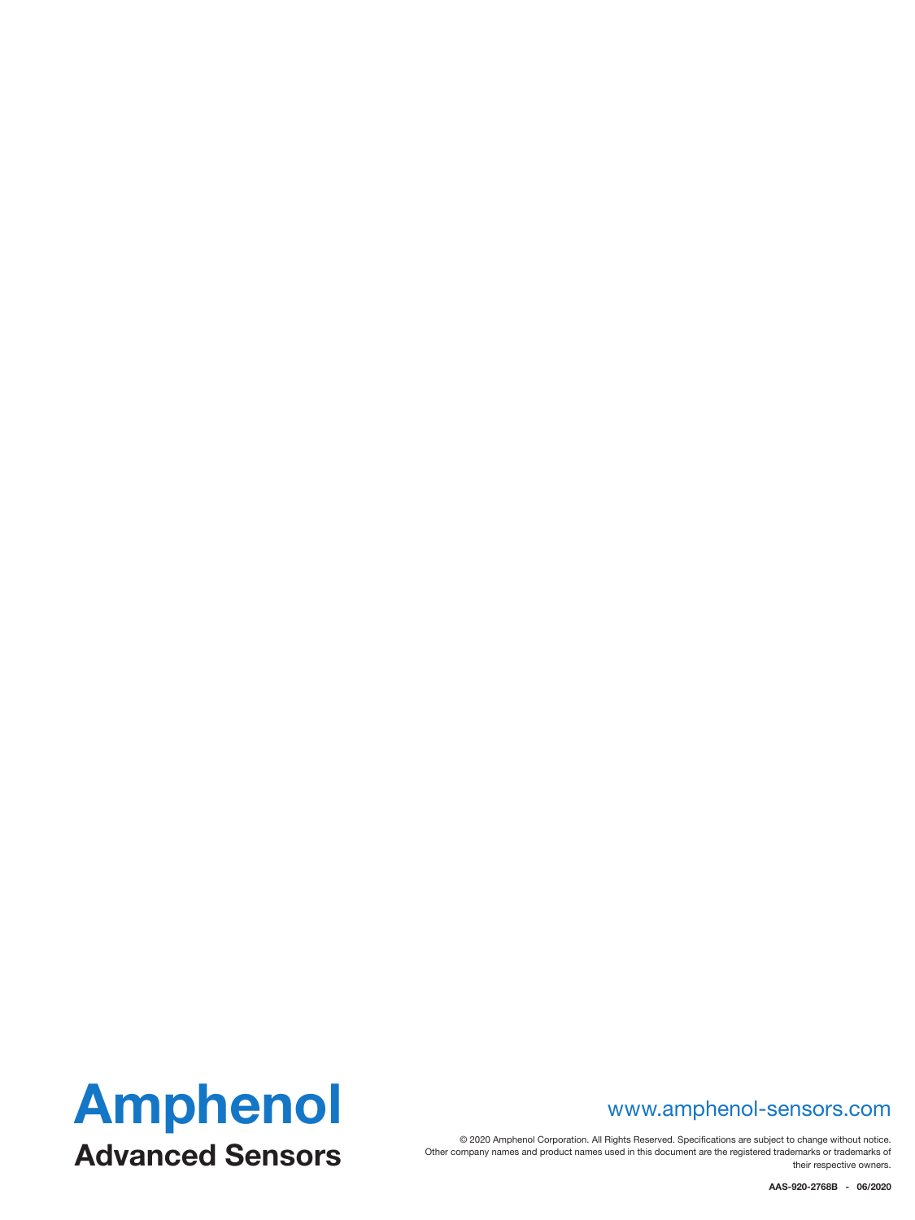**Amphenol**
**Advanced Sensors**

www.amphenol-sensors.com

© 2020 Amphenol Corporation. All Rights Reserved. Specifications are subject to change without notice. Other company names and product names used in this document are the registered trademarks or trademarks of their respective owners.

**AAS-920-2768B - 06/2020**